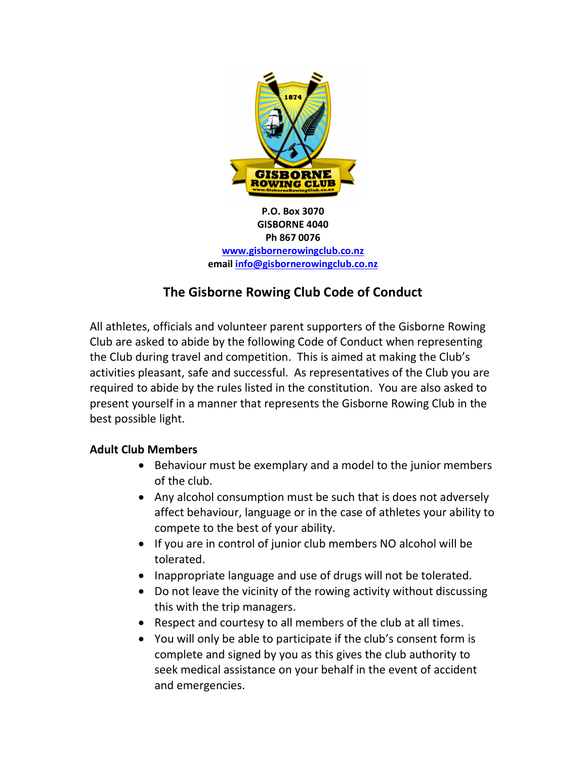**P.O. Box 3070**
**GISBORNE 4040**
**Ph 867 0076**
[www.gisbornerowingclub.co.nz](http://www.gisbornerowingclub.co.nz)
**email** [info@gisbornerowingclub.co.nz](mailto:info@gisbornerowingclub.co.nz)

# The Gisborne Rowing Club Code of Conduct

All athletes, officials and volunteer parent supporters of the Gisborne Rowing Club are asked to abide by the following Code of Conduct when representing the Club during travel and competition. This is aimed at making the Club's activities pleasant, safe and successful. As representatives of the Club you are required to abide by the rules listed in the constitution. You are also asked to present yourself in a manner that represents the Gisborne Rowing Club in the best possible light.

### Adult Club Members

- Behaviour must be exemplary and a model to the junior members of the club.
- Any alcohol consumption must be such that is does not adversely affect behaviour, language or in the case of athletes your ability to compete to the best of your ability.
- If you are in control of junior club members NO alcohol will be tolerated.
- Inappropriate language and use of drugs will not be tolerated.
- Do not leave the vicinity of the rowing activity without discussing this with the trip managers.
- Respect and courtesy to all members of the club at all times.
- You will only be able to participate if the club's consent form is complete and signed by you as this gives the club authority to seek medical assistance on your behalf in the event of accident and emergencies.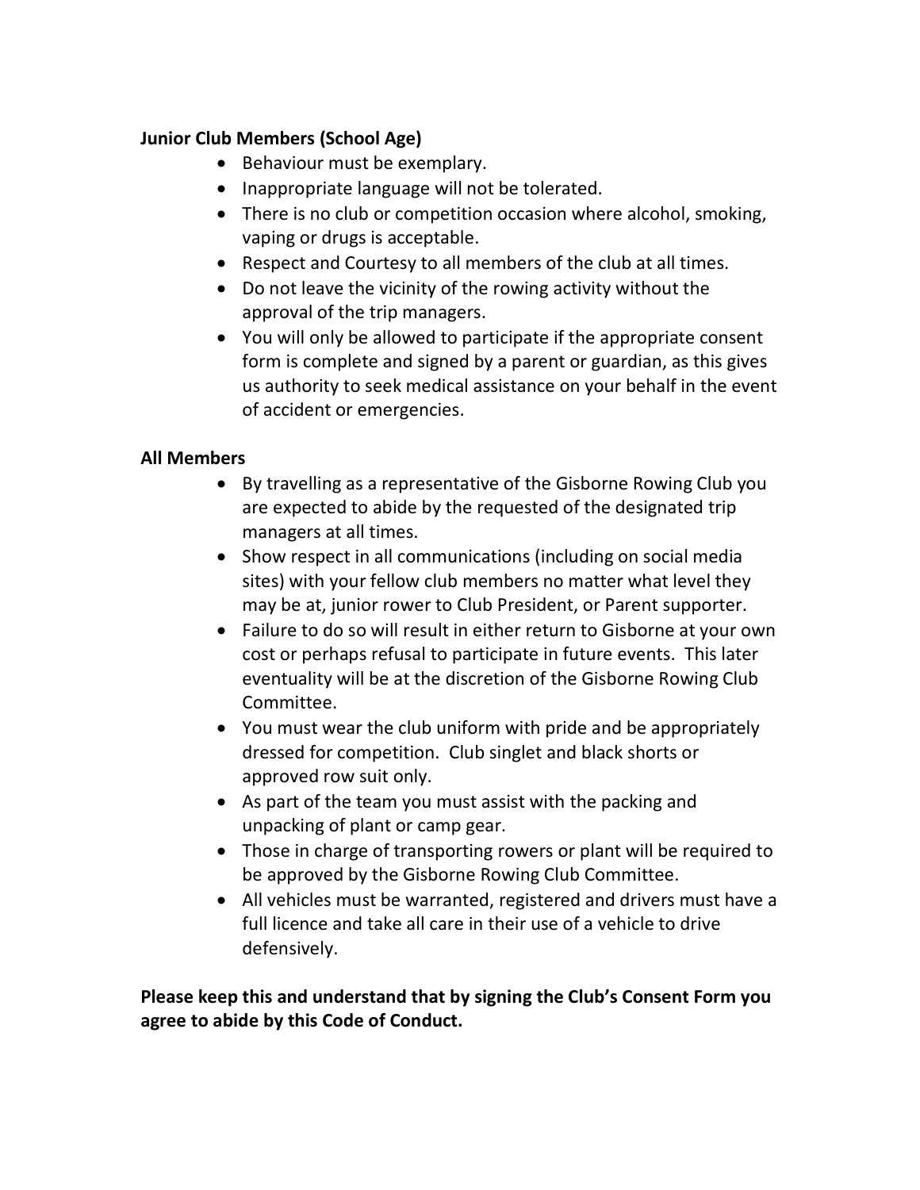**Junior Club Members (School Age)**

- Behaviour must be exemplary.
- Inappropriate language will not be tolerated.
- There is no club or competition occasion where alcohol, smoking, vaping or drugs is acceptable.
- Respect and Courtesy to all members of the club at all times.
- Do not leave the vicinity of the rowing activity without the approval of the trip managers.
- You will only be allowed to participate if the appropriate consent form is complete and signed by a parent or guardian, as this gives us authority to seek medical assistance on your behalf in the event of accident or emergencies.

**All Members**

- By travelling as a representative of the Gisborne Rowing Club you are expected to abide by the requested of the designated trip managers at all times.
- Show respect in all communications (including on social media sites) with your fellow club members no matter what level they may be at, junior rower to Club President, or Parent supporter.
- Failure to do so will result in either return to Gisborne at your own cost or perhaps refusal to participate in future events. This later eventuality will be at the discretion of the Gisborne Rowing Club Committee.
- You must wear the club uniform with pride and be appropriately dressed for competition. Club singlet and black shorts or approved row suit only.
- As part of the team you must assist with the packing and unpacking of plant or camp gear.
- Those in charge of transporting rowers or plant will be required to be approved by the Gisborne Rowing Club Committee.
- All vehicles must be warranted, registered and drivers must have a full licence and take all care in their use of a vehicle to drive defensively.

**Please keep this and understand that by signing the Club's Consent Form you agree to abide by this Code of Conduct.**